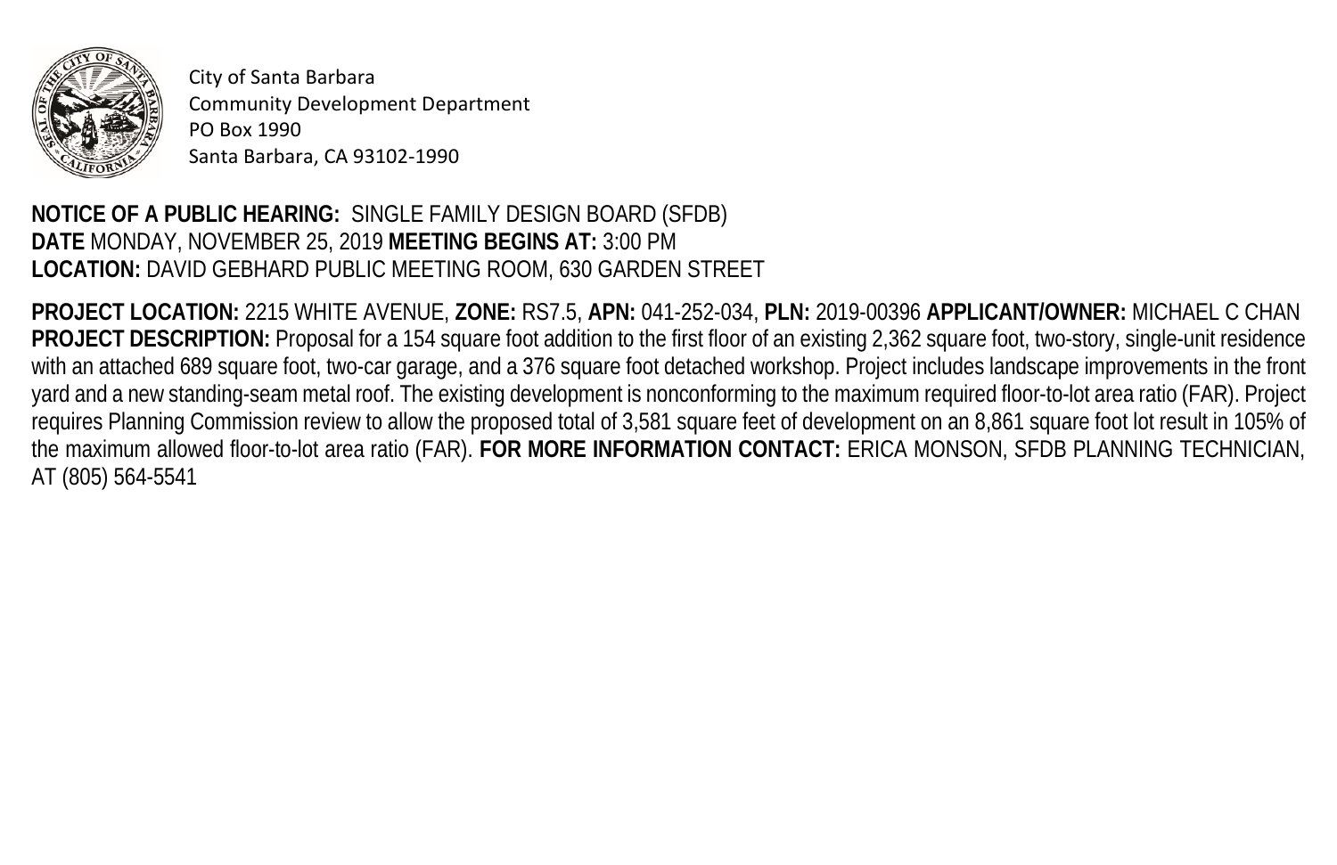City of Santa Barbara
Community Development Department
PO Box 1990
Santa Barbara, CA 93102-1990

**NOTICE OF A PUBLIC HEARING:** SINGLE FAMILY DESIGN BOARD (SFDB)
**DATE** MONDAY, NOVEMBER 25, 2019 **MEETING BEGINS AT:** 3:00 PM
**LOCATION:** DAVID GEBHARD PUBLIC MEETING ROOM, 630 GARDEN STREET

**PROJECT LOCATION:** 2215 WHITE AVENUE, **ZONE:** RS7.5, **APN:** 041-252-034, **PLN:** 2019-00396 **APPLICANT/OWNER:** MICHAEL C CHAN
**PROJECT DESCRIPTION:** Proposal for a 154 square foot addition to the first floor of an existing 2,362 square foot, two-story, single-unit residence with an attached 689 square foot, two-car garage, and a 376 square foot detached workshop. Project includes landscape improvements in the front yard and a new standing-seam metal roof. The existing development is nonconforming to the maximum required floor-to-lot area ratio (FAR). Project requires Planning Commission review to allow the proposed total of 3,581 square feet of development on an 8,861 square foot lot result in 105% of the maximum allowed floor-to-lot area ratio (FAR). **FOR MORE INFORMATION CONTACT:** ERICA MONSON, SFDB PLANNING TECHNICIAN, AT (805) 564-5541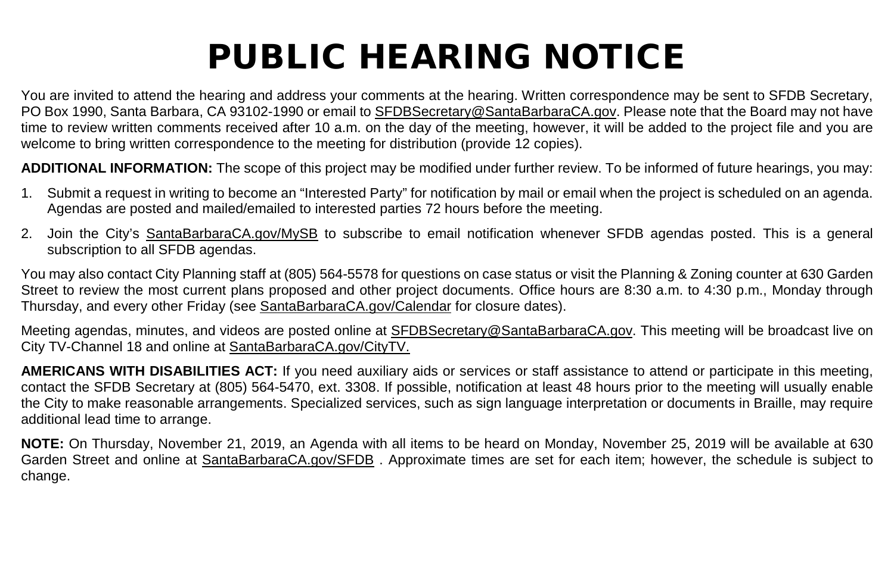# PUBLIC HEARING NOTICE

You are invited to attend the hearing and address your comments at the hearing. Written correspondence may be sent to SFDB Secretary, PO Box 1990, Santa Barbara, CA 93102-1990 or email to SFDBSecretary@SantaBarbaraCA.gov. Please note that the Board may not have time to review written comments received after 10 a.m. on the day of the meeting, however, it will be added to the project file and you are welcome to bring written correspondence to the meeting for distribution (provide 12 copies).

**ADDITIONAL INFORMATION:** The scope of this project may be modified under further review. To be informed of future hearings, you may:

1. Submit a request in writing to become an “Interested Party” for notification by mail or email when the project is scheduled on an agenda. Agendas are posted and mailed/emailed to interested parties 72 hours before the meeting.
2. Join the City’s SantaBarbaraCA.gov/MySB to subscribe to email notification whenever SFDB agendas posted. This is a general subscription to all SFDB agendas.

You may also contact City Planning staff at (805) 564-5578 for questions on case status or visit the Planning & Zoning counter at 630 Garden Street to review the most current plans proposed and other project documents. Office hours are 8:30 a.m. to 4:30 p.m., Monday through Thursday, and every other Friday (see SantaBarbaraCA.gov/Calendar for closure dates).

Meeting agendas, minutes, and videos are posted online at SFDBSecretary@SantaBarbaraCA.gov. This meeting will be broadcast live on City TV-Channel 18 and online at SantaBarbaraCA.gov/CityTV.

**AMERICANS WITH DISABILITIES ACT:** If you need auxiliary aids or services or staff assistance to attend or participate in this meeting, contact the SFDB Secretary at (805) 564-5470, ext. 3308. If possible, notification at least 48 hours prior to the meeting will usually enable the City to make reasonable arrangements. Specialized services, such as sign language interpretation or documents in Braille, may require additional lead time to arrange.

**NOTE:** On Thursday, November 21, 2019, an Agenda with all items to be heard on Monday, November 25, 2019 will be available at 630 Garden Street and online at SantaBarbaraCA.gov/SFDB . Approximate times are set for each item; however, the schedule is subject to change.